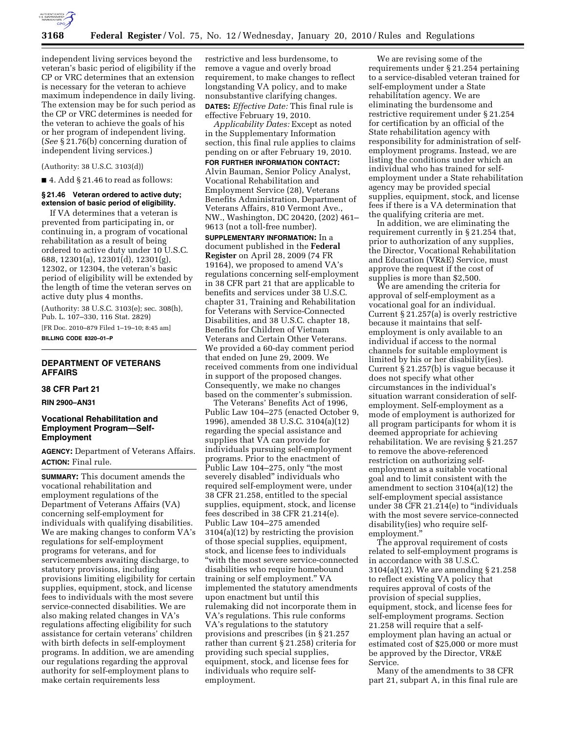independent living services beyond the veteran's basic period of eligibility if the CP or VRC determines that an extension is necessary for the veteran to achieve maximum independence in daily living. The extension may be for such period as the CP or VRC determines is needed for the veteran to achieve the goals of his or her program of independent living. (*See* § 21.76(b) concerning duration of independent living services.)

(Authority: 38 U.S.C. 3103(d))

■ 4. Add § 21.46 to read as follows:

**§ 21.46 Veteran ordered to active duty; extension of basic period of eligibility.**

If VA determines that a veteran is prevented from participating in, or continuing in, a program of vocational rehabilitation as a result of being ordered to active duty under 10 U.S.C. 688, 12301(a), 12301(d), 12301(g), 12302, or 12304, the veteran's basic period of eligibility will be extended by the length of time the veteran serves on active duty plus 4 months.

(Authority: 38 U.S.C. 3103(e); sec. 308(h), Pub. L. 107–330, 116 Stat. 2829)

[FR Doc. 2010–879 Filed 1–19–10; 8:45 am]

**BILLING CODE 8320–01–P**

## DEPARTMENT OF VETERANS AFFAIRS

### 38 CFR Part 21

**RIN 2900–AN31**

### Vocational Rehabilitation and Employment Program—Self-Employment

**AGENCY:** Department of Veterans Affairs.

**ACTION:** Final rule.

**SUMMARY:** This document amends the vocational rehabilitation and employment regulations of the Department of Veterans Affairs (VA) concerning self-employment for individuals with qualifying disabilities. We are making changes to conform VA's regulations for self-employment programs for veterans, and for servicemembers awaiting discharge, to statutory provisions, including provisions limiting eligibility for certain supplies, equipment, stock, and license fees to individuals with the most severe service-connected disabilities. We are also making related changes in VA's regulations affecting eligibility for such assistance for certain veterans' children with birth defects in self-employment programs. In addition, we are amending our regulations regarding the approval authority for self-employment plans to make certain requirements less restrictive and less burdensome, to remove a vague and overly broad requirement, to make changes to reflect longstanding VA policy, and to make nonsubstantive clarifying changes.

**DATES:** *Effective Date:* This final rule is effective February 19, 2010.

*Applicability Dates:* Except as noted in the Supplementary Information section, this final rule applies to claims pending on or after February 19, 2010.

**FOR FURTHER INFORMATION CONTACT:** Alvin Bauman, Senior Policy Analyst, Vocational Rehabilitation and Employment Service (28), Veterans Benefits Administration, Department of Veterans Affairs, 810 Vermont Ave., NW., Washington, DC 20420, (202) 461–9613 (not a toll-free number).

**SUPPLEMENTARY INFORMATION:** In a document published in the **Federal Register** on April 28, 2009 (74 FR 19164), we proposed to amend VA's regulations concerning self-employment in 38 CFR part 21 that are applicable to benefits and services under 38 U.S.C. chapter 31, Training and Rehabilitation for Veterans with Service-Connected Disabilities, and 38 U.S.C. chapter 18, Benefits for Children of Vietnam Veterans and Certain Other Veterans. We provided a 60-day comment period that ended on June 29, 2009. We received comments from one individual in support of the proposed changes. Consequently, we make no changes based on the commenter's submission.

The Veterans' Benefits Act of 1996, Public Law 104–275 (enacted October 9, 1996), amended 38 U.S.C. 3104(a)(12) regarding the special assistance and supplies that VA can provide for individuals pursuing self-employment programs. Prior to the enactment of Public Law 104–275, only "the most severely disabled" individuals who required self-employment were, under 38 CFR 21.258, entitled to the special supplies, equipment, stock, and license fees described in 38 CFR 21.214(e). Public Law 104–275 amended 3104(a)(12) by restricting the provision of those special supplies, equipment, stock, and license fees to individuals "with the most severe service-connected disabilities who require homebound training or self employment." VA implemented the statutory amendments upon enactment but until this rulemaking did not incorporate them in VA's regulations. This rule conforms VA's regulations to the statutory provisions and prescribes (in § 21.257 rather than current § 21.258) criteria for providing such special supplies, equipment, stock, and license fees for individuals who require self-employment.

We are revising some of the requirements under § 21.254 pertaining to a service-disabled veteran trained for self-employment under a State rehabilitation agency. We are eliminating the burdensome and restrictive requirement under § 21.254 for certification by an official of the State rehabilitation agency with responsibility for administration of self-employment programs. Instead, we are listing the conditions under which an individual who has trained for self-employment under a State rehabilitation agency may be provided special supplies, equipment, stock, and license fees if there is a VA determination that the qualifying criteria are met.

In addition, we are eliminating the requirement currently in § 21.254 that, prior to authorization of any supplies, the Director, Vocational Rehabilitation and Education (VR&E) Service, must approve the request if the cost of supplies is more than $2,500.

We are amending the criteria for approval of self-employment as a vocational goal for an individual. Current § 21.257(a) is overly restrictive because it maintains that self-employment is only available to an individual if access to the normal channels for suitable employment is limited by his or her disability(ies). Current § 21.257(b) is vague because it does not specify what other circumstances in the individual's situation warrant consideration of self-employment. Self-employment as a mode of employment is authorized for all program participants for whom it is deemed appropriate for achieving rehabilitation. We are revising § 21.257 to remove the above-referenced restriction on authorizing self-employment as a suitable vocational goal and to limit consistent with the amendment to section 3104(a)(12) the self-employment special assistance under 38 CFR 21.214(e) to "individuals with the most severe service-connected disability(ies) who require self-employment."

The approval requirement of costs related to self-employment programs is in accordance with 38 U.S.C. 3104(a)(12). We are amending § 21.258 to reflect existing VA policy that requires approval of costs of the provision of special supplies, equipment, stock, and license fees for self-employment programs. Section 21.258 will require that a self-employment plan having an actual or estimated cost of $25,000 or more must be approved by the Director, VR&E Service.

Many of the amendments to 38 CFR part 21, subpart A, in this final rule are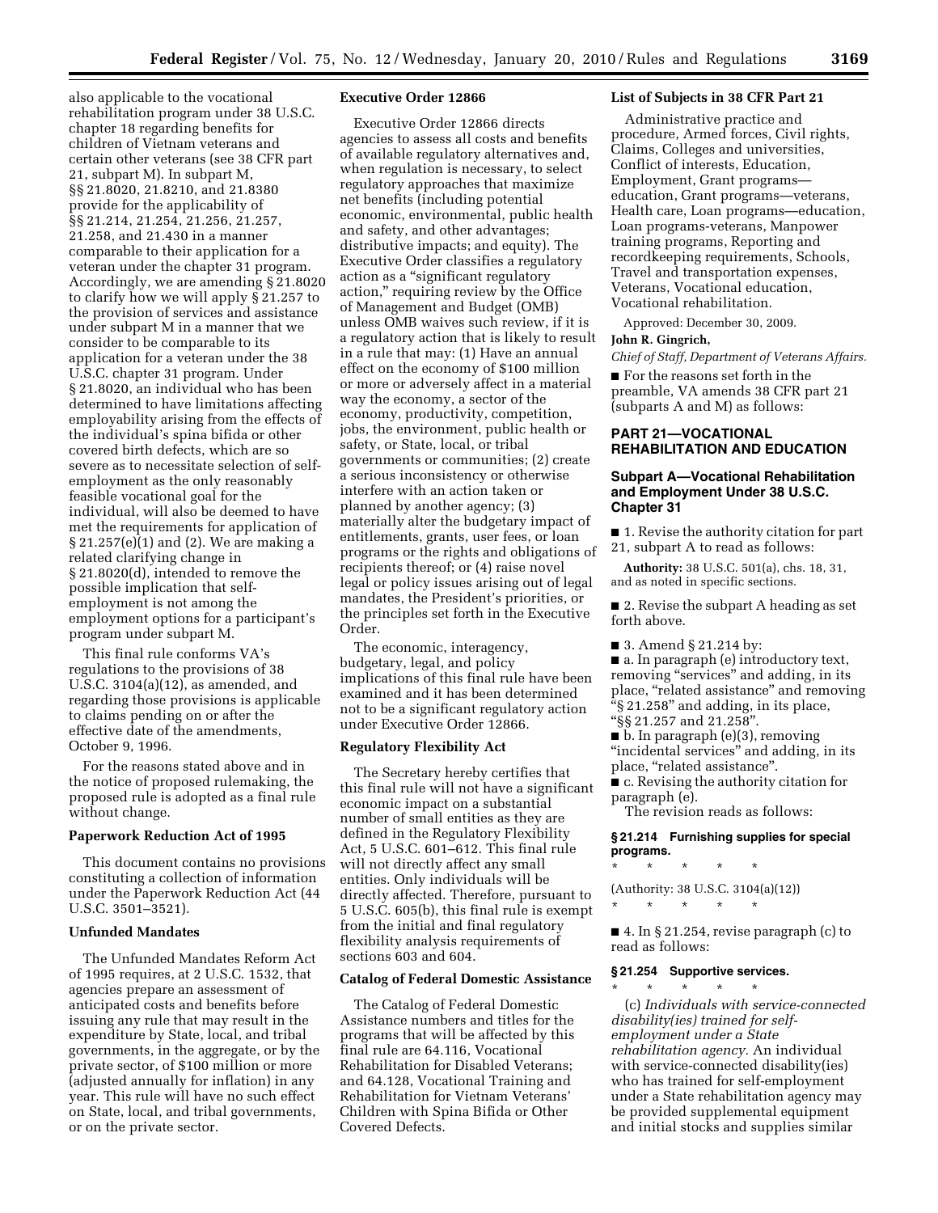also applicable to the vocational rehabilitation program under 38 U.S.C. chapter 18 regarding benefits for children of Vietnam veterans and certain other veterans (see 38 CFR part 21, subpart M). In subpart M, §§ 21.8020, 21.8210, and 21.8380 provide for the applicability of §§ 21.214, 21.254, 21.256, 21.257, 21.258, and 21.430 in a manner comparable to their application for a veteran under the chapter 31 program. Accordingly, we are amending § 21.8020 to clarify how we will apply § 21.257 to the provision of services and assistance under subpart M in a manner that we consider to be comparable to its application for a veteran under the 38 U.S.C. chapter 31 program. Under § 21.8020, an individual who has been determined to have limitations affecting employability arising from the effects of the individual's spina bifida or other covered birth defects, which are so severe as to necessitate selection of self-employment as the only reasonably feasible vocational goal for the individual, will also be deemed to have met the requirements for application of § 21.257(e)(1) and (2). We are making a related clarifying change in § 21.8020(d), intended to remove the possible implication that self-employment is not among the employment options for a participant's program under subpart M.

This final rule conforms VA's regulations to the provisions of 38 U.S.C. 3104(a)(12), as amended, and regarding those provisions is applicable to claims pending on or after the effective date of the amendments, October 9, 1996.

For the reasons stated above and in the notice of proposed rulemaking, the proposed rule is adopted as a final rule without change.

## Paperwork Reduction Act of 1995

This document contains no provisions constituting a collection of information under the Paperwork Reduction Act (44 U.S.C. 3501–3521).

## Unfunded Mandates

The Unfunded Mandates Reform Act of 1995 requires, at 2 U.S.C. 1532, that agencies prepare an assessment of anticipated costs and benefits before issuing any rule that may result in the expenditure by State, local, and tribal governments, in the aggregate, or by the private sector, of $100 million or more (adjusted annually for inflation) in any year. This rule will have no such effect on State, local, and tribal governments, or on the private sector.

## Executive Order 12866

Executive Order 12866 directs agencies to assess all costs and benefits of available regulatory alternatives and, when regulation is necessary, to select regulatory approaches that maximize net benefits (including potential economic, environmental, public health and safety, and other advantages; distributive impacts; and equity). The Executive Order classifies a regulatory action as a "significant regulatory action," requiring review by the Office of Management and Budget (OMB) unless OMB waives such review, if it is a regulatory action that is likely to result in a rule that may: (1) Have an annual effect on the economy of $100 million or more or adversely affect in a material way the economy, a sector of the economy, productivity, competition, jobs, the environment, public health or safety, or State, local, or tribal governments or communities; (2) create a serious inconsistency or otherwise interfere with an action taken or planned by another agency; (3) materially alter the budgetary impact of entitlements, grants, user fees, or loan programs or the rights and obligations of recipients thereof; or (4) raise novel legal or policy issues arising out of legal mandates, the President's priorities, or the principles set forth in the Executive Order.

The economic, interagency, budgetary, legal, and policy implications of this final rule have been examined and it has been determined not to be a significant regulatory action under Executive Order 12866.

## Regulatory Flexibility Act

The Secretary hereby certifies that this final rule will not have a significant economic impact on a substantial number of small entities as they are defined in the Regulatory Flexibility Act, 5 U.S.C. 601–612. This final rule will not directly affect any small entities. Only individuals will be directly affected. Therefore, pursuant to 5 U.S.C. 605(b), this final rule is exempt from the initial and final regulatory flexibility analysis requirements of sections 603 and 604.

## Catalog of Federal Domestic Assistance

The Catalog of Federal Domestic Assistance numbers and titles for the programs that will be affected by this final rule are 64.116, Vocational Rehabilitation for Disabled Veterans; and 64.128, Vocational Training and Rehabilitation for Vietnam Veterans' Children with Spina Bifida or Other Covered Defects.

## List of Subjects in 38 CFR Part 21

Administrative practice and procedure, Armed forces, Civil rights, Claims, Colleges and universities, Conflict of interests, Education, Employment, Grant programs—education, Grant programs—veterans, Health care, Loan programs—education, Loan programs-veterans, Manpower training programs, Reporting and recordkeeping requirements, Schools, Travel and transportation expenses, Veterans, Vocational education, Vocational rehabilitation.

Approved: December 30, 2009.

**John R. Gingrich,**

*Chief of Staff, Department of Veterans Affairs.*

■ For the reasons set forth in the preamble, VA amends 38 CFR part 21 (subparts A and M) as follows:

## PART 21—VOCATIONAL REHABILITATION AND EDUCATION

### Subpart A—Vocational Rehabilitation and Employment Under 38 U.S.C. Chapter 31

■ 1. Revise the authority citation for part 21, subpart A to read as follows:

**Authority:** 38 U.S.C. 501(a), chs. 18, 31, and as noted in specific sections.

■ 2. Revise the subpart A heading as set forth above.

■ 3. Amend § 21.214 by:

■ a. In paragraph (e) introductory text, removing "services" and adding, in its place, "related assistance" and removing "§ 21.258" and adding, in its place, "§§ 21.257 and 21.258".

■ b. In paragraph (e)(3), removing "incidental services" and adding, in its place, "related assistance".

■ c. Revising the authority citation for paragraph (e).

The revision reads as follows:

**§ 21.214 Furnishing supplies for special programs.**

\* \* \* \* \*

(Authority: 38 U.S.C. 3104(a)(12))

\* \* \* \* \*

■ 4. In § 21.254, revise paragraph (c) to read as follows:

**§ 21.254 Supportive services.**

\* \* \* \* \*

(c) *Individuals with service-connected disability(ies) trained for self-employment under a State rehabilitation agency.* An individual with service-connected disability(ies) who has trained for self-employment under a State rehabilitation agency may be provided supplemental equipment and initial stocks and supplies similar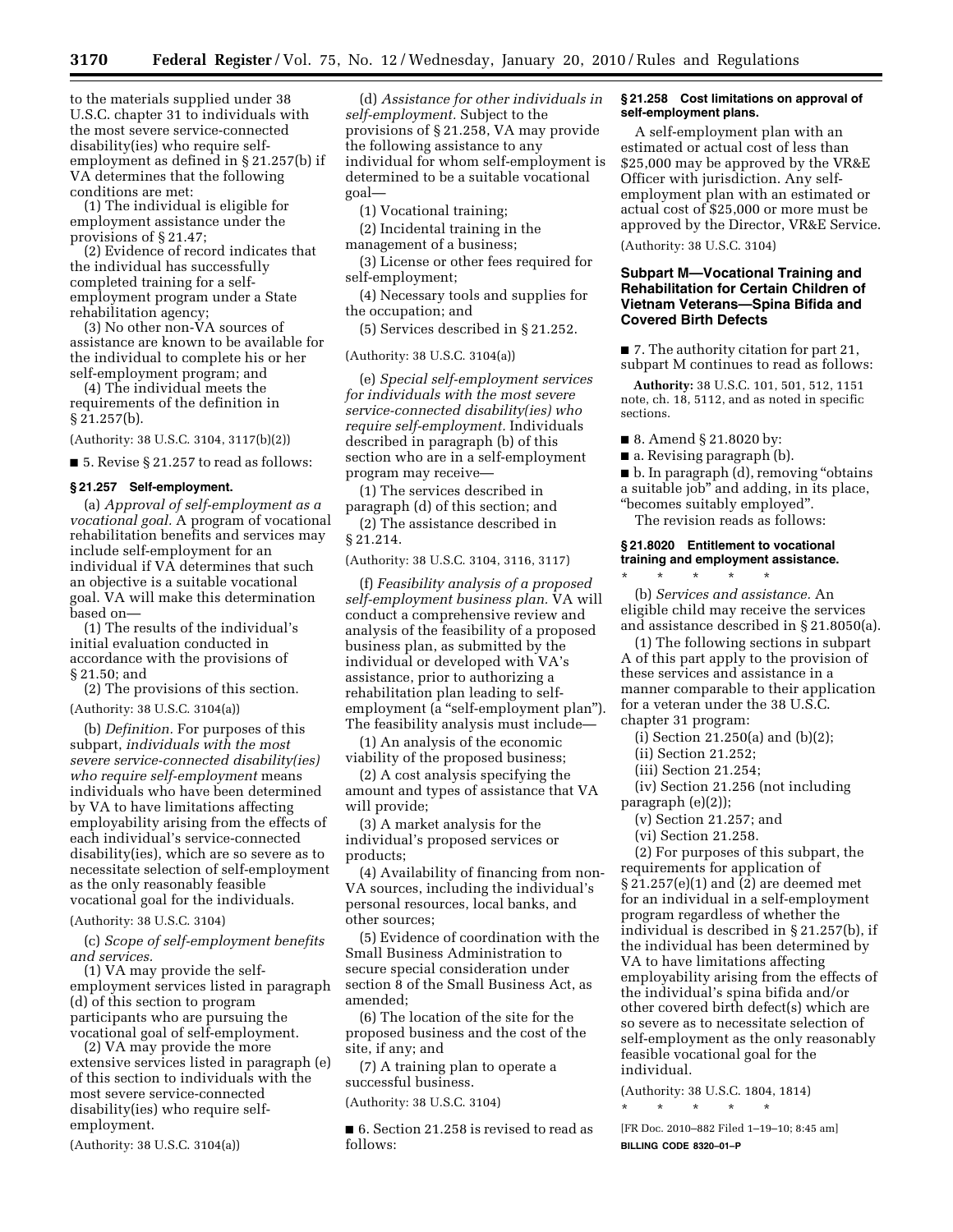to the materials supplied under 38 U.S.C. chapter 31 to individuals with the most severe service-connected disability(ies) who require self-employment as defined in § 21.257(b) if VA determines that the following conditions are met:

(1) The individual is eligible for employment assistance under the provisions of § 21.47;

(2) Evidence of record indicates that the individual has successfully completed training for a self-employment program under a State rehabilitation agency;

(3) No other non-VA sources of assistance are known to be available for the individual to complete his or her self-employment program; and

(4) The individual meets the requirements of the definition in § 21.257(b).

(Authority: 38 U.S.C. 3104, 3117(b)(2))

■ 5. Revise § 21.257 to read as follows:

### § 21.257 Self-employment.

(a) *Approval of self-employment as a vocational goal.* A program of vocational rehabilitation benefits and services may include self-employment for an individual if VA determines that such an objective is a suitable vocational goal. VA will make this determination based on—

(1) The results of the individual's initial evaluation conducted in accordance with the provisions of § 21.50; and

(2) The provisions of this section.

(Authority: 38 U.S.C. 3104(a))

(b) *Definition.* For purposes of this subpart, *individuals with the most severe service-connected disability(ies) who require self-employment* means individuals who have been determined by VA to have limitations affecting employability arising from the effects of each individual's service-connected disability(ies), which are so severe as to necessitate selection of self-employment as the only reasonably feasible vocational goal for the individuals.

(Authority: 38 U.S.C. 3104)

(c) *Scope of self-employment benefits and services.*

(1) VA may provide the self-employment services listed in paragraph (d) of this section to program participants who are pursuing the vocational goal of self-employment.

(2) VA may provide the more extensive services listed in paragraph (e) of this section to individuals with the most severe service-connected disability(ies) who require self-employment.

(Authority: 38 U.S.C. 3104(a))

(d) *Assistance for other individuals in self-employment.* Subject to the provisions of § 21.258, VA may provide the following assistance to any individual for whom self-employment is determined to be a suitable vocational goal—

(1) Vocational training;

(2) Incidental training in the management of a business;

(3) License or other fees required for self-employment;

(4) Necessary tools and supplies for the occupation; and

(5) Services described in § 21.252.

(Authority: 38 U.S.C. 3104(a))

(e) *Special self-employment services for individuals with the most severe service-connected disability(ies) who require self-employment.* Individuals described in paragraph (b) of this section who are in a self-employment program may receive—

(1) The services described in paragraph (d) of this section; and

(2) The assistance described in § 21.214.

(Authority: 38 U.S.C. 3104, 3116, 3117)

(f) *Feasibility analysis of a proposed self-employment business plan.* VA will conduct a comprehensive review and analysis of the feasibility of a proposed business plan, as submitted by the individual or developed with VA's assistance, prior to authorizing a rehabilitation plan leading to self-employment (a "self-employment plan"). The feasibility analysis must include—

(1) An analysis of the economic viability of the proposed business;

(2) A cost analysis specifying the amount and types of assistance that VA will provide;

(3) A market analysis for the individual's proposed services or products;

(4) Availability of financing from non-VA sources, including the individual's personal resources, local banks, and other sources;

(5) Evidence of coordination with the Small Business Administration to secure special consideration under section 8 of the Small Business Act, as amended;

(6) The location of the site for the proposed business and the cost of the site, if any; and

(7) A training plan to operate a successful business.

(Authority: 38 U.S.C. 3104)

■ 6. Section 21.258 is revised to read as follows:

### § 21.258 Cost limitations on approval of self-employment plans.

A self-employment plan with an estimated or actual cost of less than $25,000 may be approved by the VR&E Officer with jurisdiction. Any self-employment plan with an estimated or actual cost of $25,000 or more must be approved by the Director, VR&E Service.

(Authority: 38 U.S.C. 3104)

## Subpart M—Vocational Training and Rehabilitation for Certain Children of Vietnam Veterans—Spina Bifida and Covered Birth Defects

■ 7. The authority citation for part 21, subpart M continues to read as follows:

**Authority:** 38 U.S.C. 101, 501, 512, 1151 note, ch. 18, 5112, and as noted in specific sections.

■ 8. Amend § 21.8020 by:

■ a. Revising paragraph (b).

■ b. In paragraph (d), removing "obtains a suitable job" and adding, in its place, "becomes suitably employed".

The revision reads as follows:

### § 21.8020 Entitlement to vocational training and employment assistance.

\* \* \* \* \*

(b) *Services and assistance.* An eligible child may receive the services and assistance described in § 21.8050(a).

(1) The following sections in subpart A of this part apply to the provision of these services and assistance in a manner comparable to their application for a veteran under the 38 U.S.C. chapter 31 program:

(i) Section 21.250(a) and (b)(2);

(ii) Section 21.252;

(iii) Section 21.254;

(iv) Section 21.256 (not including paragraph (e)(2));

(v) Section 21.257; and

(vi) Section 21.258.

(2) For purposes of this subpart, the requirements for application of § 21.257(e)(1) and (2) are deemed met for an individual in a self-employment program regardless of whether the individual is described in § 21.257(b), if the individual has been determined by VA to have limitations affecting employability arising from the effects of the individual's spina bifida and/or other covered birth defect(s) which are so severe as to necessitate selection of self-employment as the only reasonably feasible vocational goal for the individual.

(Authority: 38 U.S.C. 1804, 1814)

\* \* \* \* \*

[FR Doc. 2010–882 Filed 1–19–10; 8:45 am]

**BILLING CODE 8320–01–P**